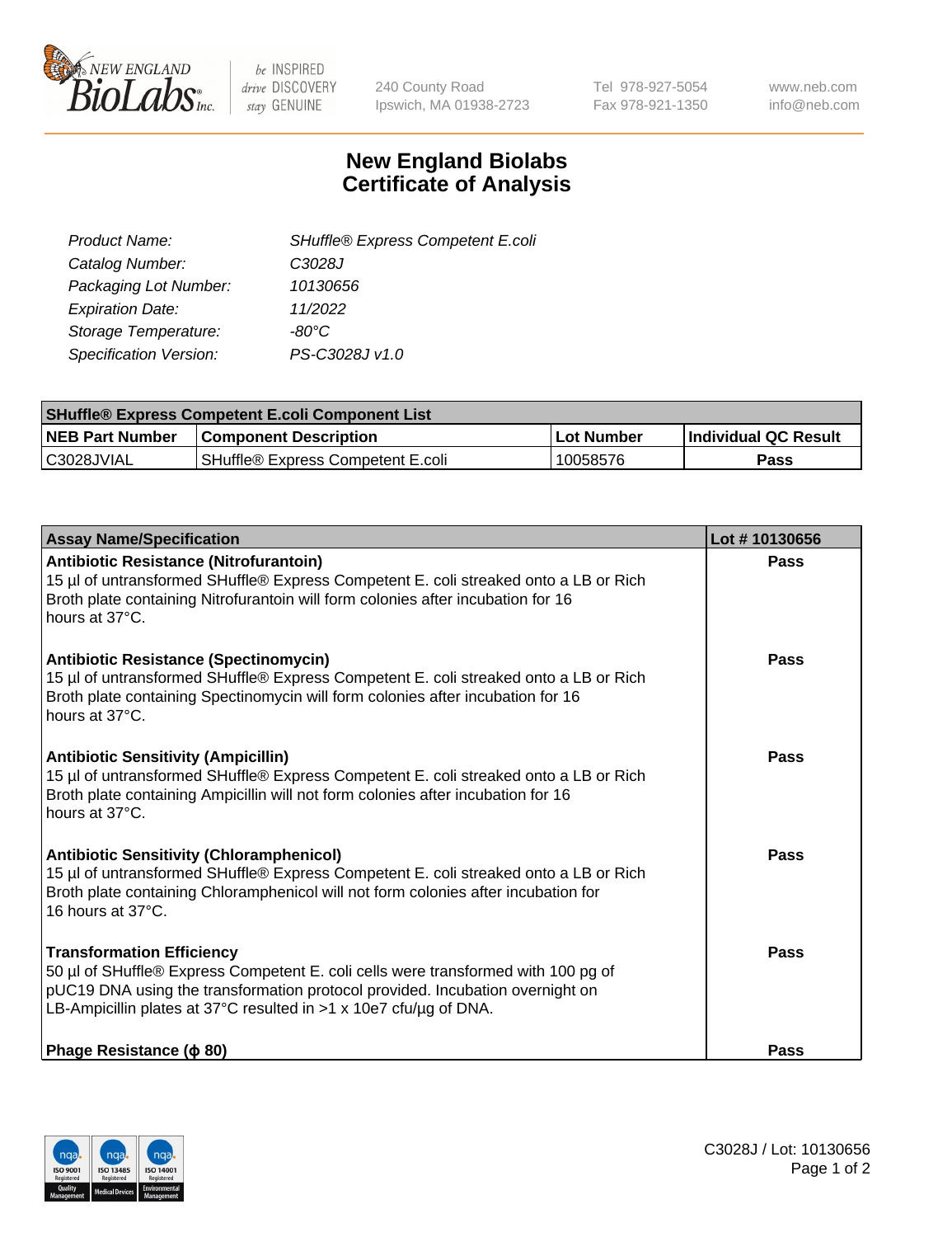# New England Biolabs Certificate of Analysis

| | |
|---|---|
| *Product Name:* | *SHuffle® Express Competent E.coli* |
| *Catalog Number:* | *C3028J* |
| *Packaging Lot Number:* | *10130656* |
| *Expiration Date:* | *11/2022* |
| *Storage Temperature:* | *-80°C* |
| *Specification Version:* | *PS-C3028J v1.0* |

| SHuffle® Express Competent E.coli Component List | | | |
|---|---|---|---|
| **NEB Part Number** | **Component Description** | **Lot Number** | **Individual QC Result** |
| C3028JVIAL | SHuffle® Express Competent E.coli | 10058576 | **Pass** |

| Assay Name/Specification | Lot # 10130656 |
|---|---|
| **Antibiotic Resistance (Nitrofurantoin)**<br>15 µl of untransformed SHuffle® Express Competent E. coli streaked onto a LB or Rich Broth plate containing Nitrofurantoin will form colonies after incubation for 16 hours at 37°C. | **Pass** |
| **Antibiotic Resistance (Spectinomycin)**<br>15 µl of untransformed SHuffle® Express Competent E. coli streaked onto a LB or Rich Broth plate containing Spectinomycin will form colonies after incubation for 16 hours at 37°C. | **Pass** |
| **Antibiotic Sensitivity (Ampicillin)**<br>15 µl of untransformed SHuffle® Express Competent E. coli streaked onto a LB or Rich Broth plate containing Ampicillin will not form colonies after incubation for 16 hours at 37°C. | **Pass** |
| **Antibiotic Sensitivity (Chloramphenicol)**<br>15 µl of untransformed SHuffle® Express Competent E. coli streaked onto a LB or Rich Broth plate containing Chloramphenicol will not form colonies after incubation for 16 hours at 37°C. | **Pass** |
| **Transformation Efficiency**<br>50 µl of SHuffle® Express Competent E. coli cells were transformed with 100 pg of pUC19 DNA using the transformation protocol provided. Incubation overnight on LB-Ampicillin plates at 37°C resulted in >1 x 10e7 cfu/µg of DNA. | **Pass** |
| **Phage Resistance (ϕ 80)** | **Pass** |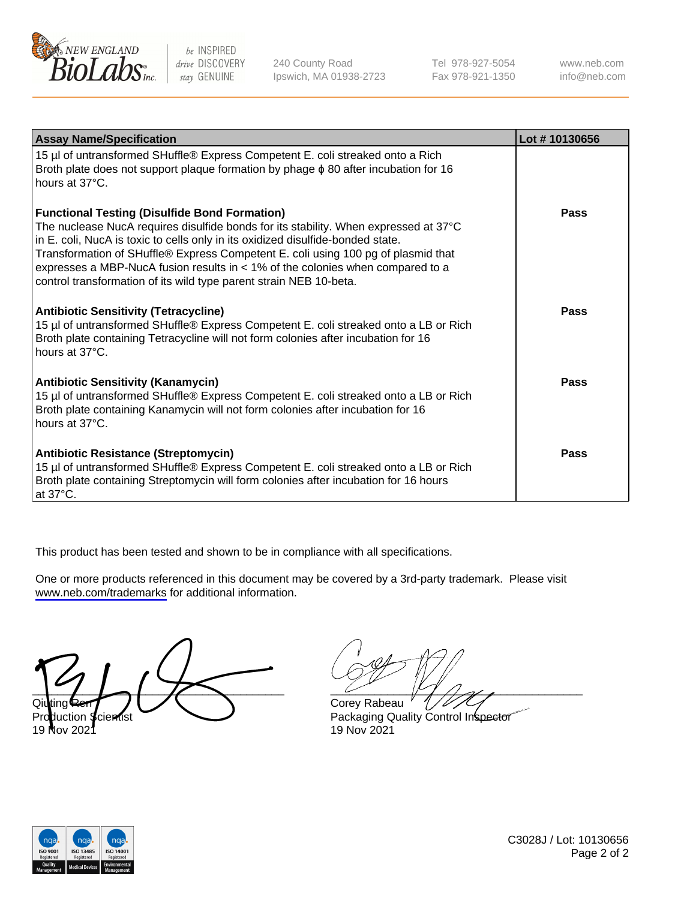| Assay Name/Specification | Lot # 10130656 |
|---|---|
| 15 µl of untransformed SHuffle® Express Competent E. coli streaked onto a Rich Broth plate does not support plaque formation by phage ϕ 80 after incubation for 16 hours at 37°C. | |
| **Functional Testing (Disulfide Bond Formation)** The nuclease NucA requires disulfide bonds for its stability. When expressed at 37°C in E. coli, NucA is toxic to cells only in its oxidized disulfide-bonded state. Transformation of SHuffle® Express Competent E. coli using 100 pg of plasmid that expresses a MBP-NucA fusion results in < 1% of the colonies when compared to a control transformation of its wild type parent strain NEB 10-beta. | **Pass** |
| **Antibiotic Sensitivity (Tetracycline)** 15 µl of untransformed SHuffle® Express Competent E. coli streaked onto a LB or Rich Broth plate containing Tetracycline will not form colonies after incubation for 16 hours at 37°C. | **Pass** |
| **Antibiotic Sensitivity (Kanamycin)** 15 µl of untransformed SHuffle® Express Competent E. coli streaked onto a LB or Rich Broth plate containing Kanamycin will not form colonies after incubation for 16 hours at 37°C. | **Pass** |
| **Antibiotic Resistance (Streptomycin)** 15 µl of untransformed SHuffle® Express Competent E. coli streaked onto a LB or Rich Broth plate containing Streptomycin will form colonies after incubation for 16 hours at 37°C. | **Pass** |

This product has been tested and shown to be in compliance with all specifications.

One or more products referenced in this document may be covered by a 3rd-party trademark. Please visit www.neb.com/trademarks for additional information.

Qiuting Ren
Production Scientist
19 Nov 2021

Corey Rabeau
Packaging Quality Control Inspector
19 Nov 2021

C3028J / Lot: 10130656